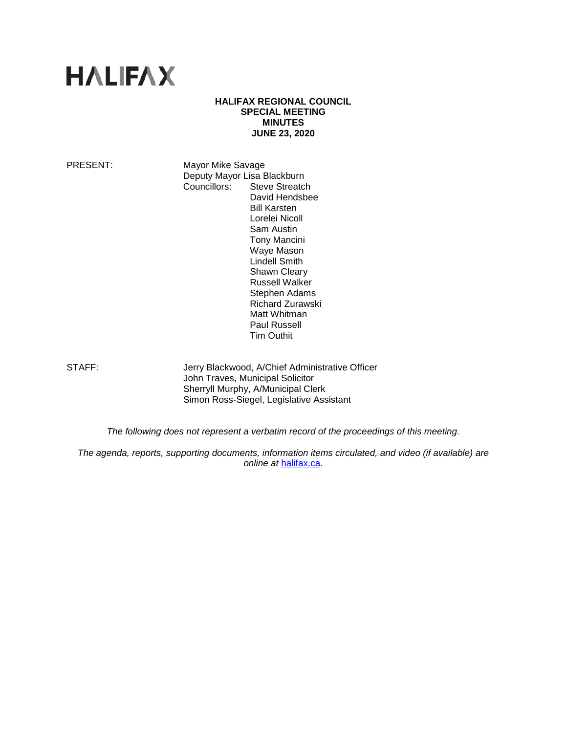# HALIFAX

**HALIFAX REGIONAL COUNCIL**
**SPECIAL MEETING**
**MINUTES**
**JUNE 23, 2020**

PRESENT: Mayor Mike Savage
Deputy Mayor Lisa Blackburn
Councillors: Steve Streatch
David Hendsbee
Bill Karsten
Lorelei Nicoll
Sam Austin
Tony Mancini
Waye Mason
Lindell Smith
Shawn Cleary
Russell Walker
Stephen Adams
Richard Zurawski
Matt Whitman
Paul Russell
Tim Outhit

STAFF: Jerry Blackwood, A/Chief Administrative Officer
John Traves, Municipal Solicitor
Sherryll Murphy, A/Municipal Clerk
Simon Ross-Siegel, Legislative Assistant

*The following does not represent a verbatim record of the proceedings of this meeting.*

*The agenda, reports, supporting documents, information items circulated, and video (if available) are online at [halifax.ca](http://halifax.ca).*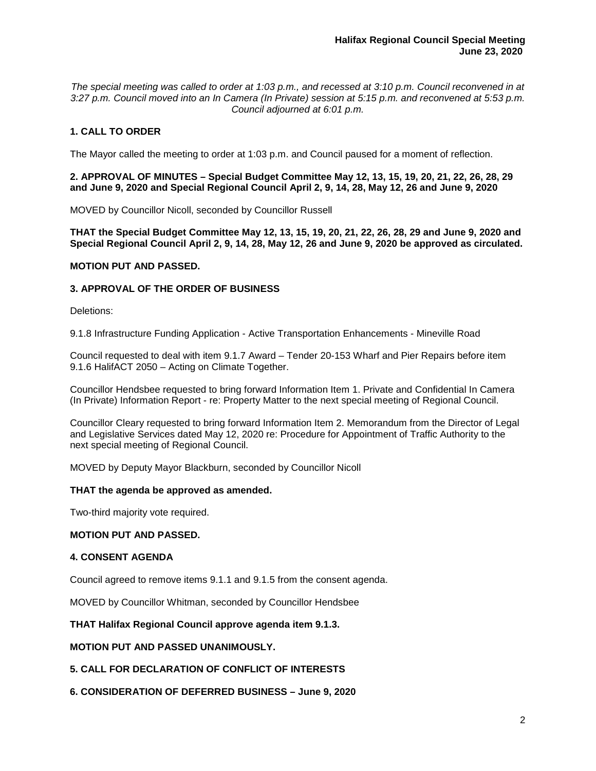*The special meeting was called to order at 1:03 p.m., and recessed at 3:10 p.m. Council reconvened in at 3:27 p.m. Council moved into an In Camera (In Private) session at 5:15 p.m. and reconvened at 5:53 p.m. Council adjourned at 6:01 p.m.*

## 1. CALL TO ORDER

The Mayor called the meeting to order at 1:03 p.m. and Council paused for a moment of reflection.

## 2. APPROVAL OF MINUTES – Special Budget Committee May 12, 13, 15, 19, 20, 21, 22, 26, 28, 29 and June 9, 2020 and Special Regional Council April 2, 9, 14, 28, May 12, 26 and June 9, 2020

MOVED by Councillor Nicoll, seconded by Councillor Russell

**THAT the Special Budget Committee May 12, 13, 15, 19, 20, 21, 22, 26, 28, 29 and June 9, 2020 and Special Regional Council April 2, 9, 14, 28, May 12, 26 and June 9, 2020 be approved as circulated.**

**MOTION PUT AND PASSED.**

## 3. APPROVAL OF THE ORDER OF BUSINESS

Deletions:

9.1.8 Infrastructure Funding Application - Active Transportation Enhancements - Mineville Road

Council requested to deal with item 9.1.7 Award – Tender 20-153 Wharf and Pier Repairs before item 9.1.6 HalifACT 2050 – Acting on Climate Together.

Councillor Hendsbee requested to bring forward Information Item 1. Private and Confidential In Camera (In Private) Information Report - re: Property Matter to the next special meeting of Regional Council.

Councillor Cleary requested to bring forward Information Item 2. Memorandum from the Director of Legal and Legislative Services dated May 12, 2020 re: Procedure for Appointment of Traffic Authority to the next special meeting of Regional Council.

MOVED by Deputy Mayor Blackburn, seconded by Councillor Nicoll

**THAT the agenda be approved as amended.**

Two-third majority vote required.

**MOTION PUT AND PASSED.**

## 4. CONSENT AGENDA

Council agreed to remove items 9.1.1 and 9.1.5 from the consent agenda.

MOVED by Councillor Whitman, seconded by Councillor Hendsbee

**THAT Halifax Regional Council approve agenda item 9.1.3.**

**MOTION PUT AND PASSED UNANIMOUSLY.**

## 5. CALL FOR DECLARATION OF CONFLICT OF INTERESTS

## 6. CONSIDERATION OF DEFERRED BUSINESS – June 9, 2020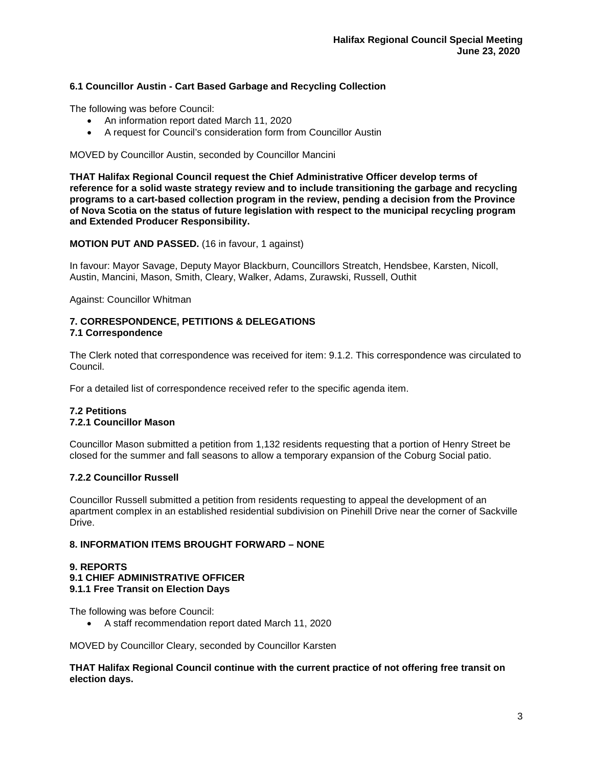### 6.1 Councillor Austin - Cart Based Garbage and Recycling Collection

The following was before Council:

- An information report dated March 11, 2020
- A request for Council's consideration form from Councillor Austin

MOVED by Councillor Austin, seconded by Councillor Mancini

**THAT Halifax Regional Council request the Chief Administrative Officer develop terms of reference for a solid waste strategy review and to include transitioning the garbage and recycling programs to a cart-based collection program in the review, pending a decision from the Province of Nova Scotia on the status of future legislation with respect to the municipal recycling program and Extended Producer Responsibility.**

**MOTION PUT AND PASSED.** (16 in favour, 1 against)

In favour: Mayor Savage, Deputy Mayor Blackburn, Councillors Streatch, Hendsbee, Karsten, Nicoll, Austin, Mancini, Mason, Smith, Cleary, Walker, Adams, Zurawski, Russell, Outhit

Against: Councillor Whitman

## 7. CORRESPONDENCE, PETITIONS & DELEGATIONS

### 7.1 Correspondence

The Clerk noted that correspondence was received for item: 9.1.2. This correspondence was circulated to Council.

For a detailed list of correspondence received refer to the specific agenda item.

### 7.2 Petitions

#### 7.2.1 Councillor Mason

Councillor Mason submitted a petition from 1,132 residents requesting that a portion of Henry Street be closed for the summer and fall seasons to allow a temporary expansion of the Coburg Social patio.

#### 7.2.2 Councillor Russell

Councillor Russell submitted a petition from residents requesting to appeal the development of an apartment complex in an established residential subdivision on Pinehill Drive near the corner of Sackville Drive.

## 8. INFORMATION ITEMS BROUGHT FORWARD – NONE

## 9. REPORTS

### 9.1 CHIEF ADMINISTRATIVE OFFICER

#### 9.1.1 Free Transit on Election Days

The following was before Council:

- A staff recommendation report dated March 11, 2020

MOVED by Councillor Cleary, seconded by Councillor Karsten

**THAT Halifax Regional Council continue with the current practice of not offering free transit on election days.**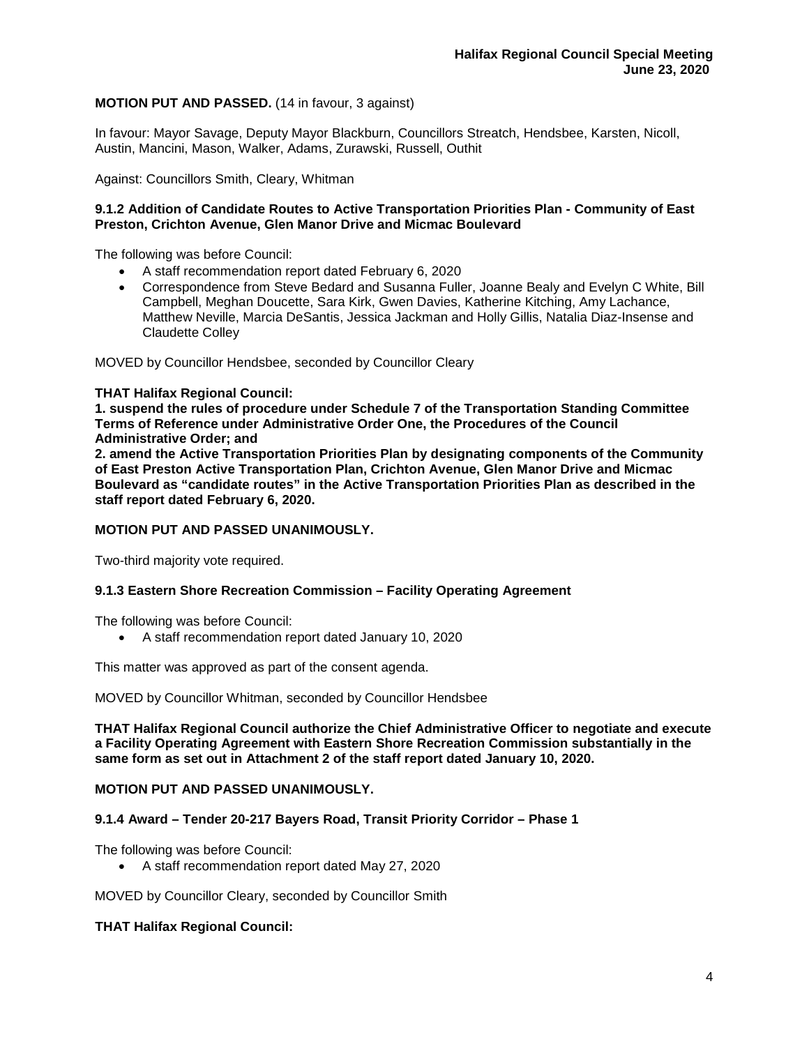**MOTION PUT AND PASSED.** (14 in favour, 3 against)

In favour: Mayor Savage, Deputy Mayor Blackburn, Councillors Streatch, Hendsbee, Karsten, Nicoll, Austin, Mancini, Mason, Walker, Adams, Zurawski, Russell, Outhit

Against: Councillors Smith, Cleary, Whitman

### 9.1.2 Addition of Candidate Routes to Active Transportation Priorities Plan - Community of East Preston, Crichton Avenue, Glen Manor Drive and Micmac Boulevard

The following was before Council:

- A staff recommendation report dated February 6, 2020
- Correspondence from Steve Bedard and Susanna Fuller, Joanne Bealy and Evelyn C White, Bill Campbell, Meghan Doucette, Sara Kirk, Gwen Davies, Katherine Kitching, Amy Lachance, Matthew Neville, Marcia DeSantis, Jessica Jackman and Holly Gillis, Natalia Diaz-Insense and Claudette Colley

MOVED by Councillor Hendsbee, seconded by Councillor Cleary

**THAT Halifax Regional Council:**
**1. suspend the rules of procedure under Schedule 7 of the Transportation Standing Committee Terms of Reference under Administrative Order One, the Procedures of the Council Administrative Order; and**
**2. amend the Active Transportation Priorities Plan by designating components of the Community of East Preston Active Transportation Plan, Crichton Avenue, Glen Manor Drive and Micmac Boulevard as "candidate routes" in the Active Transportation Priorities Plan as described in the staff report dated February 6, 2020.**

**MOTION PUT AND PASSED UNANIMOUSLY.**

Two-third majority vote required.

### 9.1.3 Eastern Shore Recreation Commission – Facility Operating Agreement

The following was before Council:

- A staff recommendation report dated January 10, 2020

This matter was approved as part of the consent agenda.

MOVED by Councillor Whitman, seconded by Councillor Hendsbee

**THAT Halifax Regional Council authorize the Chief Administrative Officer to negotiate and execute a Facility Operating Agreement with Eastern Shore Recreation Commission substantially in the same form as set out in Attachment 2 of the staff report dated January 10, 2020.**

**MOTION PUT AND PASSED UNANIMOUSLY.**

### 9.1.4 Award – Tender 20-217 Bayers Road, Transit Priority Corridor – Phase 1

The following was before Council:

- A staff recommendation report dated May 27, 2020

MOVED by Councillor Cleary, seconded by Councillor Smith

**THAT Halifax Regional Council:**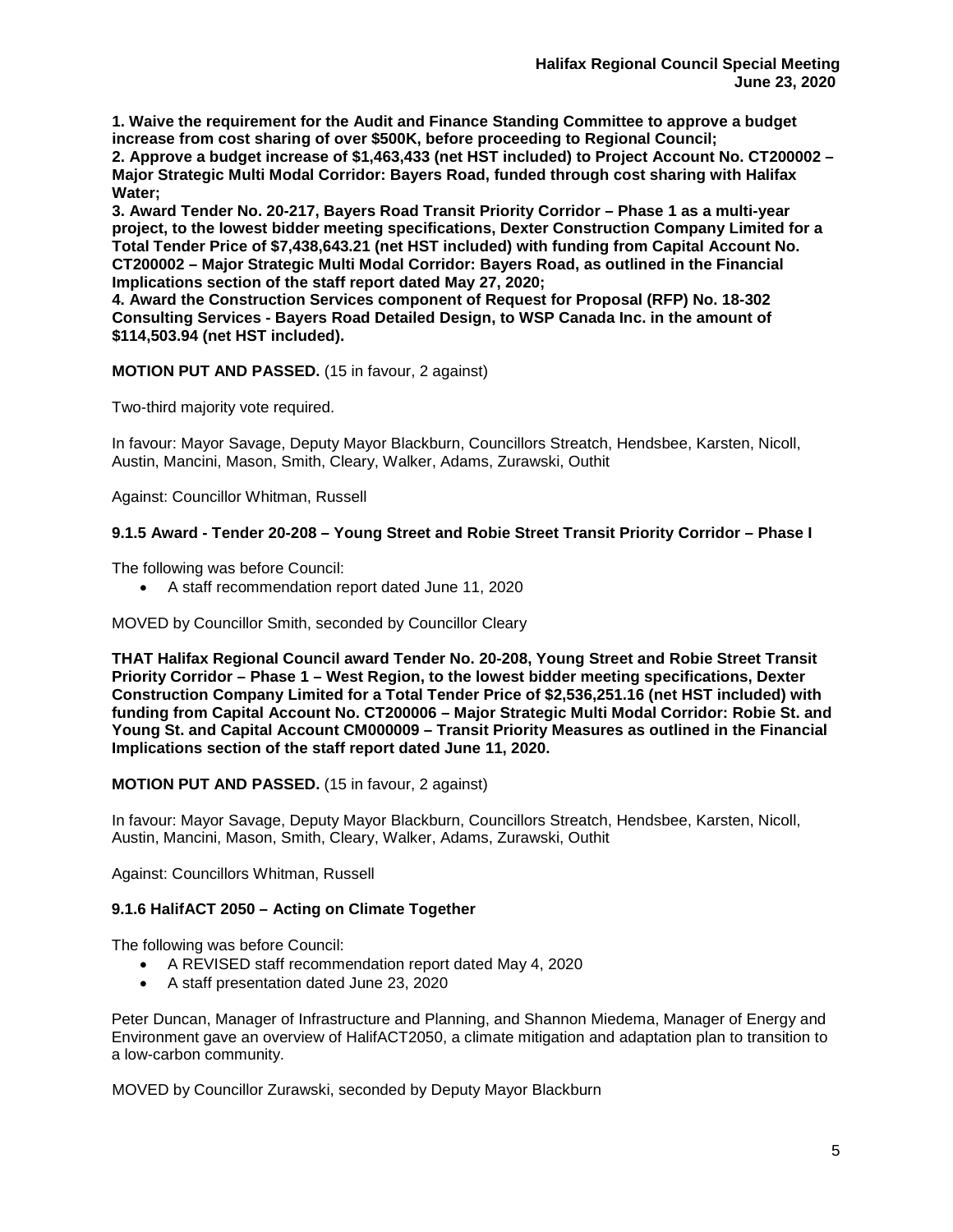**1. Waive the requirement for the Audit and Finance Standing Committee to approve a budget increase from cost sharing of over $500K, before proceeding to Regional Council;**
**2. Approve a budget increase of $1,463,433 (net HST included) to Project Account No. CT200002 – Major Strategic Multi Modal Corridor: Bayers Road, funded through cost sharing with Halifax Water;**
**3. Award Tender No. 20-217, Bayers Road Transit Priority Corridor – Phase 1 as a multi-year project, to the lowest bidder meeting specifications, Dexter Construction Company Limited for a Total Tender Price of $7,438,643.21 (net HST included) with funding from Capital Account No. CT200002 – Major Strategic Multi Modal Corridor: Bayers Road, as outlined in the Financial Implications section of the staff report dated May 27, 2020;**
**4. Award the Construction Services component of Request for Proposal (RFP) No. 18-302 Consulting Services - Bayers Road Detailed Design, to WSP Canada Inc. in the amount of $114,503.94 (net HST included).**

**MOTION PUT AND PASSED.** (15 in favour, 2 against)

Two-third majority vote required.

In favour: Mayor Savage, Deputy Mayor Blackburn, Councillors Streatch, Hendsbee, Karsten, Nicoll, Austin, Mancini, Mason, Smith, Cleary, Walker, Adams, Zurawski, Outhit

Against: Councillor Whitman, Russell

### 9.1.5 Award - Tender 20-208 – Young Street and Robie Street Transit Priority Corridor – Phase I

The following was before Council:

- A staff recommendation report dated June 11, 2020

MOVED by Councillor Smith, seconded by Councillor Cleary

**THAT Halifax Regional Council award Tender No. 20-208, Young Street and Robie Street Transit Priority Corridor – Phase 1 – West Region, to the lowest bidder meeting specifications, Dexter Construction Company Limited for a Total Tender Price of $2,536,251.16 (net HST included) with funding from Capital Account No. CT200006 – Major Strategic Multi Modal Corridor: Robie St. and Young St. and Capital Account CM000009 – Transit Priority Measures as outlined in the Financial Implications section of the staff report dated June 11, 2020.**

**MOTION PUT AND PASSED.** (15 in favour, 2 against)

In favour: Mayor Savage, Deputy Mayor Blackburn, Councillors Streatch, Hendsbee, Karsten, Nicoll, Austin, Mancini, Mason, Smith, Cleary, Walker, Adams, Zurawski, Outhit

Against: Councillors Whitman, Russell

### 9.1.6 HalifACT 2050 – Acting on Climate Together

The following was before Council:

- A REVISED staff recommendation report dated May 4, 2020
- A staff presentation dated June 23, 2020

Peter Duncan, Manager of Infrastructure and Planning, and Shannon Miedema, Manager of Energy and Environment gave an overview of HalifACT2050, a climate mitigation and adaptation plan to transition to a low-carbon community.

MOVED by Councillor Zurawski, seconded by Deputy Mayor Blackburn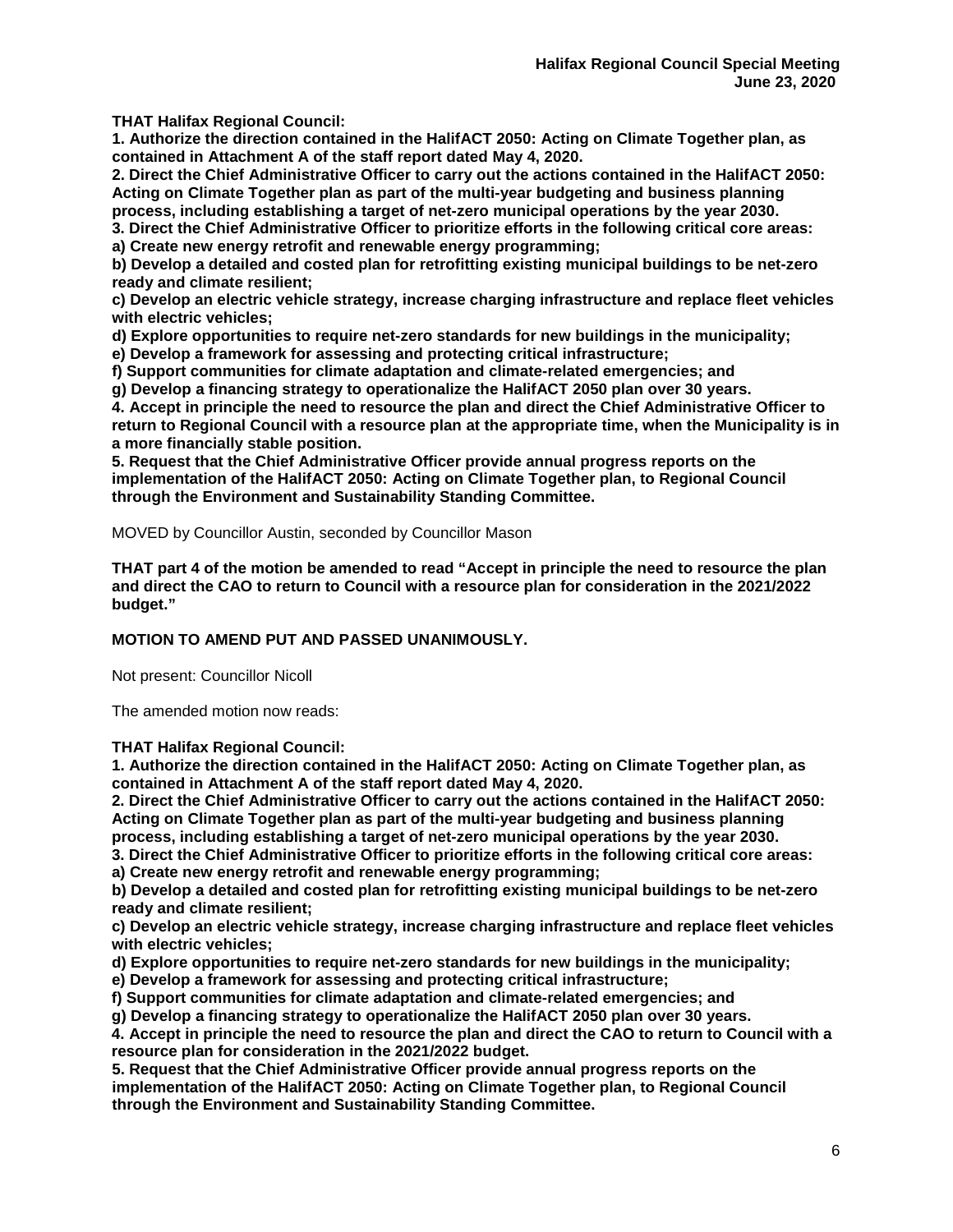**THAT Halifax Regional Council:**
**1. Authorize the direction contained in the HalifACT 2050: Acting on Climate Together plan, as contained in Attachment A of the staff report dated May 4, 2020.**
**2. Direct the Chief Administrative Officer to carry out the actions contained in the HalifACT 2050: Acting on Climate Together plan as part of the multi-year budgeting and business planning process, including establishing a target of net-zero municipal operations by the year 2030.**
**3. Direct the Chief Administrative Officer to prioritize efforts in the following critical core areas:**
**a) Create new energy retrofit and renewable energy programming;**
**b) Develop a detailed and costed plan for retrofitting existing municipal buildings to be net-zero ready and climate resilient;**
**c) Develop an electric vehicle strategy, increase charging infrastructure and replace fleet vehicles with electric vehicles;**
**d) Explore opportunities to require net-zero standards for new buildings in the municipality;**
**e) Develop a framework for assessing and protecting critical infrastructure;**
**f) Support communities for climate adaptation and climate-related emergencies; and**
**g) Develop a financing strategy to operationalize the HalifACT 2050 plan over 30 years.**
**4. Accept in principle the need to resource the plan and direct the Chief Administrative Officer to return to Regional Council with a resource plan at the appropriate time, when the Municipality is in a more financially stable position.**
**5. Request that the Chief Administrative Officer provide annual progress reports on the implementation of the HalifACT 2050: Acting on Climate Together plan, to Regional Council through the Environment and Sustainability Standing Committee.**

MOVED by Councillor Austin, seconded by Councillor Mason

**THAT part 4 of the motion be amended to read "Accept in principle the need to resource the plan and direct the CAO to return to Council with a resource plan for consideration in the 2021/2022 budget."**

**MOTION TO AMEND PUT AND PASSED UNANIMOUSLY.**

Not present: Councillor Nicoll

The amended motion now reads:

**THAT Halifax Regional Council:**
**1. Authorize the direction contained in the HalifACT 2050: Acting on Climate Together plan, as contained in Attachment A of the staff report dated May 4, 2020.**
**2. Direct the Chief Administrative Officer to carry out the actions contained in the HalifACT 2050: Acting on Climate Together plan as part of the multi-year budgeting and business planning process, including establishing a target of net-zero municipal operations by the year 2030.**
**3. Direct the Chief Administrative Officer to prioritize efforts in the following critical core areas:**
**a) Create new energy retrofit and renewable energy programming;**
**b) Develop a detailed and costed plan for retrofitting existing municipal buildings to be net-zero ready and climate resilient;**
**c) Develop an electric vehicle strategy, increase charging infrastructure and replace fleet vehicles with electric vehicles;**
**d) Explore opportunities to require net-zero standards for new buildings in the municipality;**
**e) Develop a framework for assessing and protecting critical infrastructure;**
**f) Support communities for climate adaptation and climate-related emergencies; and**
**g) Develop a financing strategy to operationalize the HalifACT 2050 plan over 30 years.**
**4. Accept in principle the need to resource the plan and direct the CAO to return to Council with a resource plan for consideration in the 2021/2022 budget.**
**5. Request that the Chief Administrative Officer provide annual progress reports on the implementation of the HalifACT 2050: Acting on Climate Together plan, to Regional Council through the Environment and Sustainability Standing Committee.**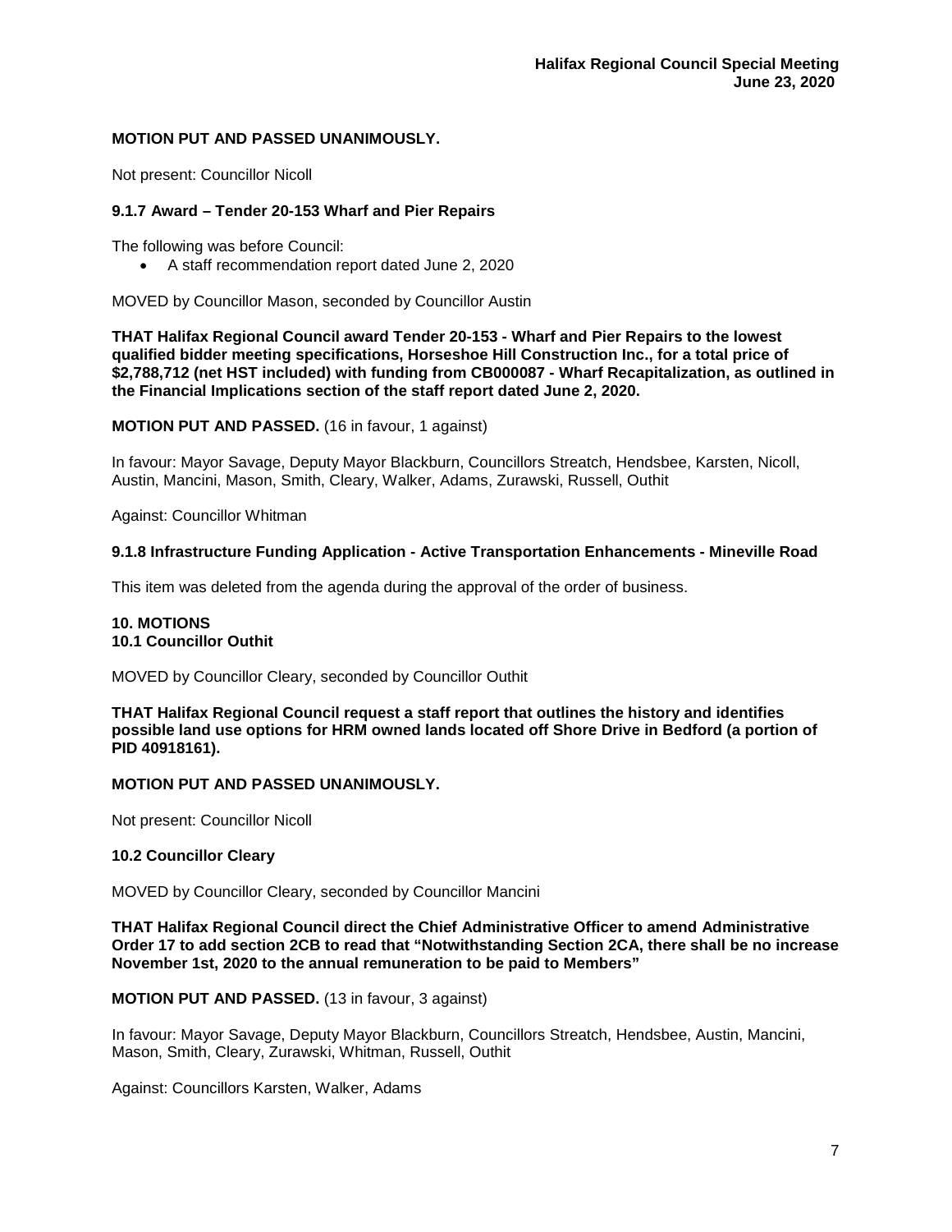**MOTION PUT AND PASSED UNANIMOUSLY.**

Not present: Councillor Nicoll

### 9.1.7 Award – Tender 20-153 Wharf and Pier Repairs

The following was before Council:

- A staff recommendation report dated June 2, 2020

MOVED by Councillor Mason, seconded by Councillor Austin

**THAT Halifax Regional Council award Tender 20-153 - Wharf and Pier Repairs to the lowest qualified bidder meeting specifications, Horseshoe Hill Construction Inc., for a total price of $2,788,712 (net HST included) with funding from CB000087 - Wharf Recapitalization, as outlined in the Financial Implications section of the staff report dated June 2, 2020.**

**MOTION PUT AND PASSED.** (16 in favour, 1 against)

In favour: Mayor Savage, Deputy Mayor Blackburn, Councillors Streatch, Hendsbee, Karsten, Nicoll, Austin, Mancini, Mason, Smith, Cleary, Walker, Adams, Zurawski, Russell, Outhit

Against: Councillor Whitman

### 9.1.8 Infrastructure Funding Application - Active Transportation Enhancements - Mineville Road

This item was deleted from the agenda during the approval of the order of business.

## 10. MOTIONS

### 10.1 Councillor Outhit

MOVED by Councillor Cleary, seconded by Councillor Outhit

**THAT Halifax Regional Council request a staff report that outlines the history and identifies possible land use options for HRM owned lands located off Shore Drive in Bedford (a portion of PID 40918161).**

**MOTION PUT AND PASSED UNANIMOUSLY.**

Not present: Councillor Nicoll

### 10.2 Councillor Cleary

MOVED by Councillor Cleary, seconded by Councillor Mancini

**THAT Halifax Regional Council direct the Chief Administrative Officer to amend Administrative Order 17 to add section 2CB to read that "Notwithstanding Section 2CA, there shall be no increase November 1st, 2020 to the annual remuneration to be paid to Members"**

**MOTION PUT AND PASSED.** (13 in favour, 3 against)

In favour: Mayor Savage, Deputy Mayor Blackburn, Councillors Streatch, Hendsbee, Austin, Mancini, Mason, Smith, Cleary, Zurawski, Whitman, Russell, Outhit

Against: Councillors Karsten, Walker, Adams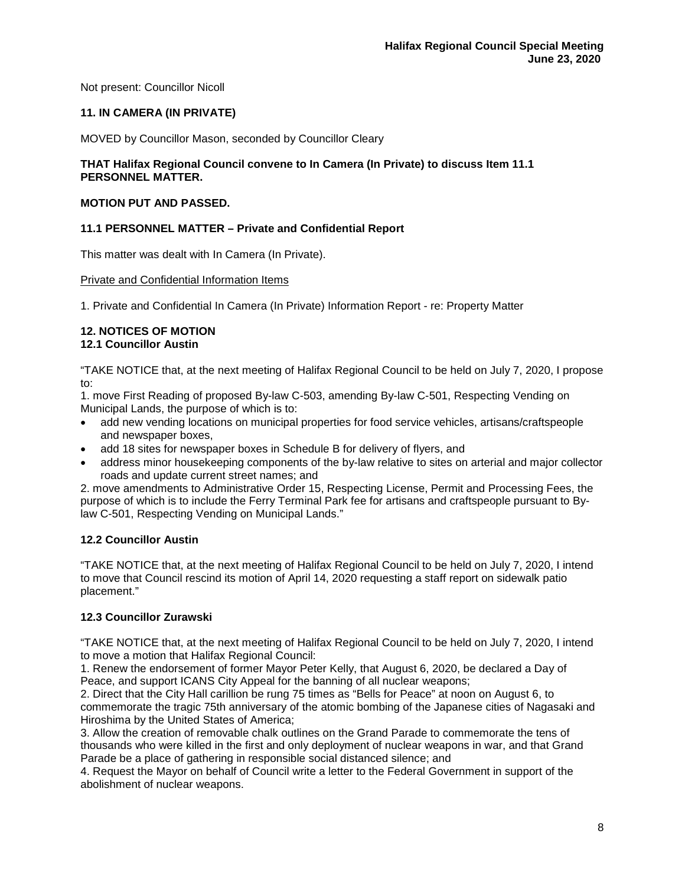Not present: Councillor Nicoll

## 11. IN CAMERA (IN PRIVATE)

MOVED by Councillor Mason, seconded by Councillor Cleary

**THAT Halifax Regional Council convene to In Camera (In Private) to discuss Item 11.1 PERSONNEL MATTER.**

**MOTION PUT AND PASSED.**

### 11.1 PERSONNEL MATTER – Private and Confidential Report

This matter was dealt with In Camera (In Private).

Private and Confidential Information Items

1. Private and Confidential In Camera (In Private) Information Report - re: Property Matter

## 12. NOTICES OF MOTION

### 12.1 Councillor Austin

"TAKE NOTICE that, at the next meeting of Halifax Regional Council to be held on July 7, 2020, I propose to:

1. move First Reading of proposed By-law C-503, amending By-law C-501, Respecting Vending on Municipal Lands, the purpose of which is to:
   - add new vending locations on municipal properties for food service vehicles, artisans/craftspeople and newspaper boxes,
   - add 18 sites for newspaper boxes in Schedule B for delivery of flyers, and
   - address minor housekeeping components of the by-law relative to sites on arterial and major collector roads and update current street names; and
2. move amendments to Administrative Order 15, Respecting License, Permit and Processing Fees, the purpose of which is to include the Ferry Terminal Park fee for artisans and craftspeople pursuant to By-law C-501, Respecting Vending on Municipal Lands."

### 12.2 Councillor Austin

"TAKE NOTICE that, at the next meeting of Halifax Regional Council to be held on July 7, 2020, I intend to move that Council rescind its motion of April 14, 2020 requesting a staff report on sidewalk patio placement."

### 12.3 Councillor Zurawski

"TAKE NOTICE that, at the next meeting of Halifax Regional Council to be held on July 7, 2020, I intend to move a motion that Halifax Regional Council:

1. Renew the endorsement of former Mayor Peter Kelly, that August 6, 2020, be declared a Day of Peace, and support ICANS City Appeal for the banning of all nuclear weapons;
2. Direct that the City Hall carillion be rung 75 times as "Bells for Peace" at noon on August 6, to commemorate the tragic 75th anniversary of the atomic bombing of the Japanese cities of Nagasaki and Hiroshima by the United States of America;
3. Allow the creation of removable chalk outlines on the Grand Parade to commemorate the tens of thousands who were killed in the first and only deployment of nuclear weapons in war, and that Grand Parade be a place of gathering in responsible social distanced silence; and
4. Request the Mayor on behalf of Council write a letter to the Federal Government in support of the abolishment of nuclear weapons.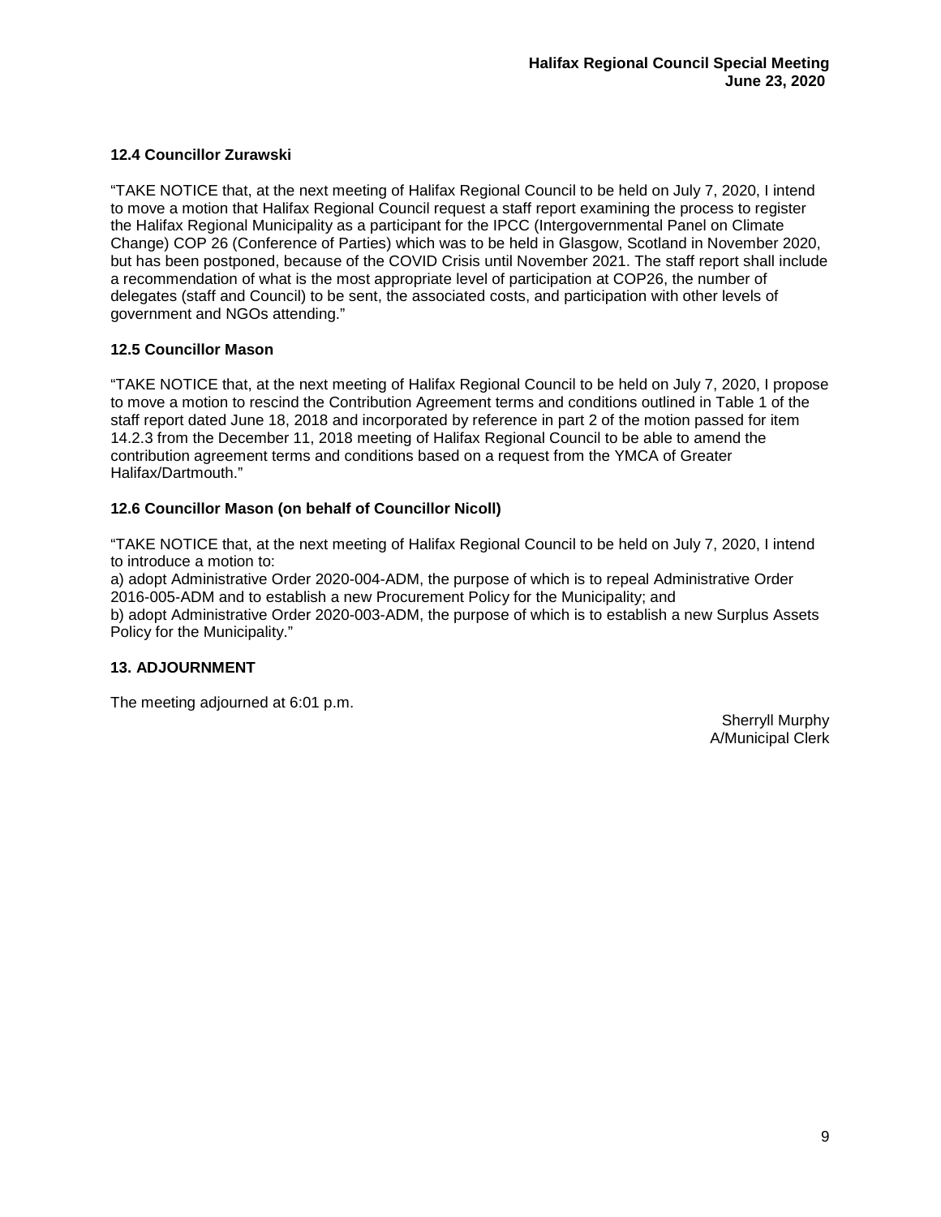### 12.4 Councillor Zurawski

"TAKE NOTICE that, at the next meeting of Halifax Regional Council to be held on July 7, 2020, I intend to move a motion that Halifax Regional Council request a staff report examining the process to register the Halifax Regional Municipality as a participant for the IPCC (Intergovernmental Panel on Climate Change) COP 26 (Conference of Parties) which was to be held in Glasgow, Scotland in November 2020, but has been postponed, because of the COVID Crisis until November 2021. The staff report shall include a recommendation of what is the most appropriate level of participation at COP26, the number of delegates (staff and Council) to be sent, the associated costs, and participation with other levels of government and NGOs attending."

### 12.5 Councillor Mason

"TAKE NOTICE that, at the next meeting of Halifax Regional Council to be held on July 7, 2020, I propose to move a motion to rescind the Contribution Agreement terms and conditions outlined in Table 1 of the staff report dated June 18, 2018 and incorporated by reference in part 2 of the motion passed for item 14.2.3 from the December 11, 2018 meeting of Halifax Regional Council to be able to amend the contribution agreement terms and conditions based on a request from the YMCA of Greater Halifax/Dartmouth."

### 12.6 Councillor Mason (on behalf of Councillor Nicoll)

"TAKE NOTICE that, at the next meeting of Halifax Regional Council to be held on July 7, 2020, I intend to introduce a motion to:
a) adopt Administrative Order 2020-004-ADM, the purpose of which is to repeal Administrative Order 2016-005-ADM and to establish a new Procurement Policy for the Municipality; and
b) adopt Administrative Order 2020-003-ADM, the purpose of which is to establish a new Surplus Assets Policy for the Municipality."

## 13. ADJOURNMENT

The meeting adjourned at 6:01 p.m.

Sherryll Murphy
A/Municipal Clerk